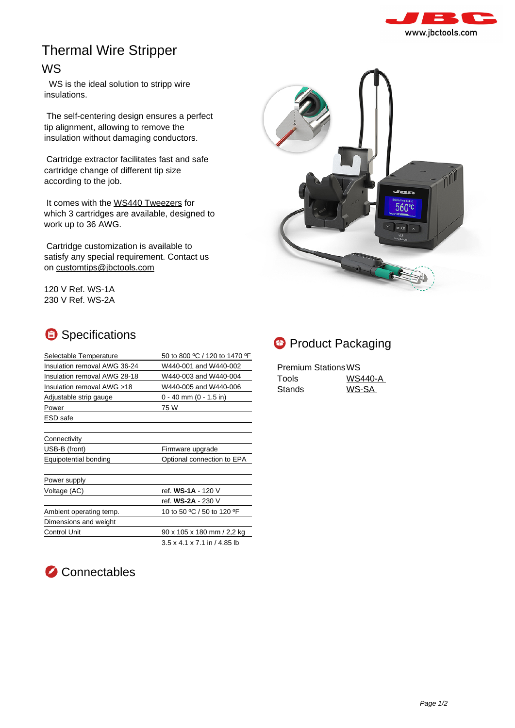# Thermal Wire Stripper

## WS

WS is the ideal solution to stripp wire insulations.

The self-centering design ensures a perfect tip alignment, allowing to remove the insulation without damaging conductors.

Cartridge extractor facilitates fast and safe cartridge change of different tip size according to the job.

It comes with the WS440 Tweezers for which 3 cartridges are available, designed to work up to 36 AWG.

Cartridge customization is available to satisfy any special requirement. Contact us on customtips@jbctools.com

120 V Ref. WS-1A
230 V Ref. WS-2A

## Specifications

| | |
|---|---|
| Selectable Temperature | 50 to 800 ºC / 120 to 1470 ºF |
| Insulation removal AWG 36-24 | W440-001 and W440-002 |
| Insulation removal AWG 28-18 | W440-003 and W440-004 |
| Insulation removal AWG >18 | W440-005 and W440-006 |
| Adjustable strip gauge | 0 - 40 mm (0 - 1.5 in) |
| Power | 75 W |
| ESD safe | |
| | |
| Connectivity | |
| USB-B (front) | Firmware upgrade |
| Equipotential bonding | Optional connection to EPA |
| | |
| Power supply | |
| Voltage (AC) | ref. **WS-1A** - 120 V |
| | ref. **WS-2A** - 230 V |
| Ambient operating temp. | 10 to 50 ºC / 50 to 120 ºF |
| Dimensions and weight | |
| Control Unit | 90 x 105 x 180 mm / 2,2 kg |
| | 3.5 x 4.1 x 7.1 in / 4.85 lb |

## Product Packaging

| | |
|---|---|
| Premium Stations | WS |
| Tools | WS440-A |
| Stands | WS-SA |

## Connectables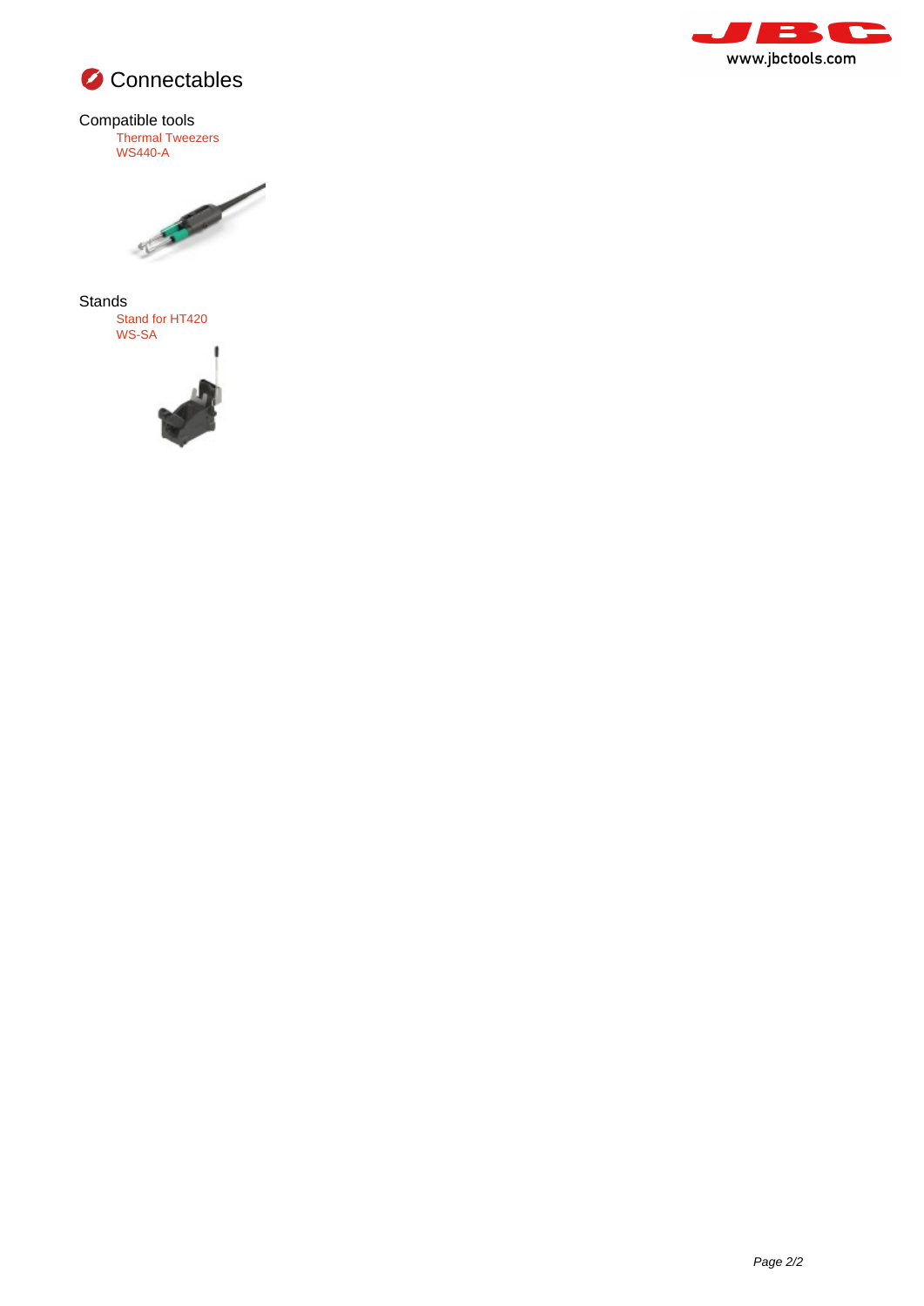# Connectables

## Compatible tools

Thermal Tweezers
WS440-A

## Stands

Stand for HT420
WS-SA